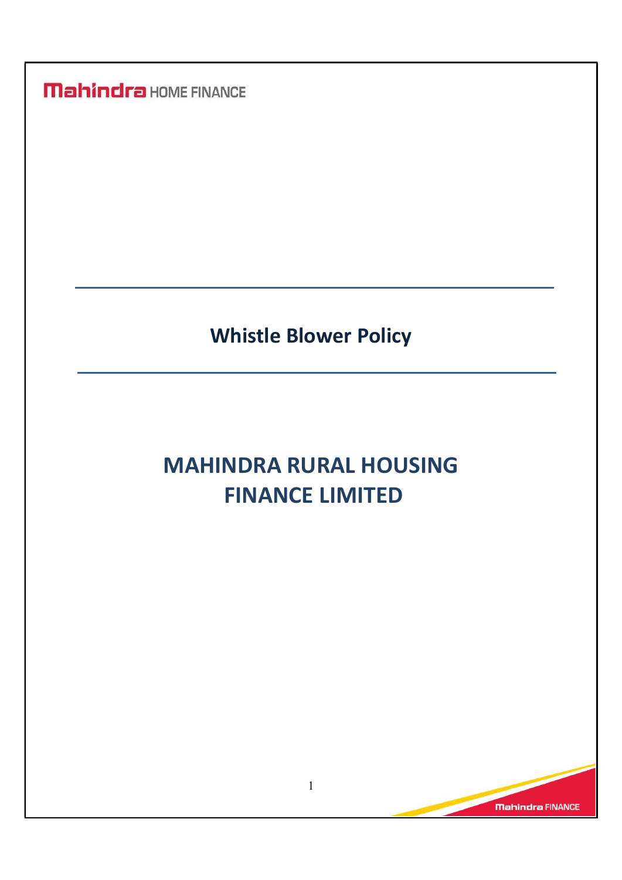Mahindra HOME FINANCE

# Whistle Blower Policy

# MAHINDRA RURAL HOUSING FINANCE LIMITED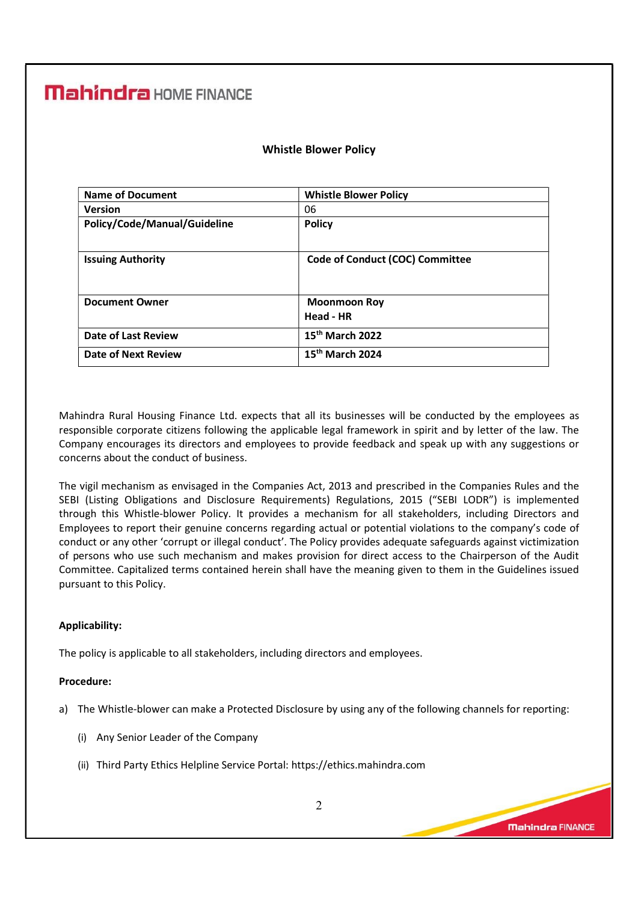**Mahindra** HOME FINANCE

**Whistle Blower Policy**

| **Name of Document** | **Whistle Blower Policy** |
|---|---|
| **Version** | 06 |
| **Policy/Code/Manual/Guideline** | **Policy** |
| **Issuing Authority** | **Code of Conduct (COC) Committee** |
| **Document Owner** | **Moonmoon Roy** **Head - HR** |
| **Date of Last Review** | **15th March 2022** |
| **Date of Next Review** | **15th March 2024** |

Mahindra Rural Housing Finance Ltd. expects that all its businesses will be conducted by the employees as responsible corporate citizens following the applicable legal framework in spirit and by letter of the law. The Company encourages its directors and employees to provide feedback and speak up with any suggestions or concerns about the conduct of business.

The vigil mechanism as envisaged in the Companies Act, 2013 and prescribed in the Companies Rules and the SEBI (Listing Obligations and Disclosure Requirements) Regulations, 2015 ("SEBI LODR") is implemented through this Whistle-blower Policy. It provides a mechanism for all stakeholders, including Directors and Employees to report their genuine concerns regarding actual or potential violations to the company's code of conduct or any other 'corrupt or illegal conduct'. The Policy provides adequate safeguards against victimization of persons who use such mechanism and makes provision for direct access to the Chairperson of the Audit Committee. Capitalized terms contained herein shall have the meaning given to them in the Guidelines issued pursuant to this Policy.

**Applicability:**

The policy is applicable to all stakeholders, including directors and employees.

**Procedure:**

a) The Whistle-blower can make a Protected Disclosure by using any of the following channels for reporting:

   (i) Any Senior Leader of the Company

   (ii) Third Party Ethics Helpline Service Portal: https://ethics.mahindra.com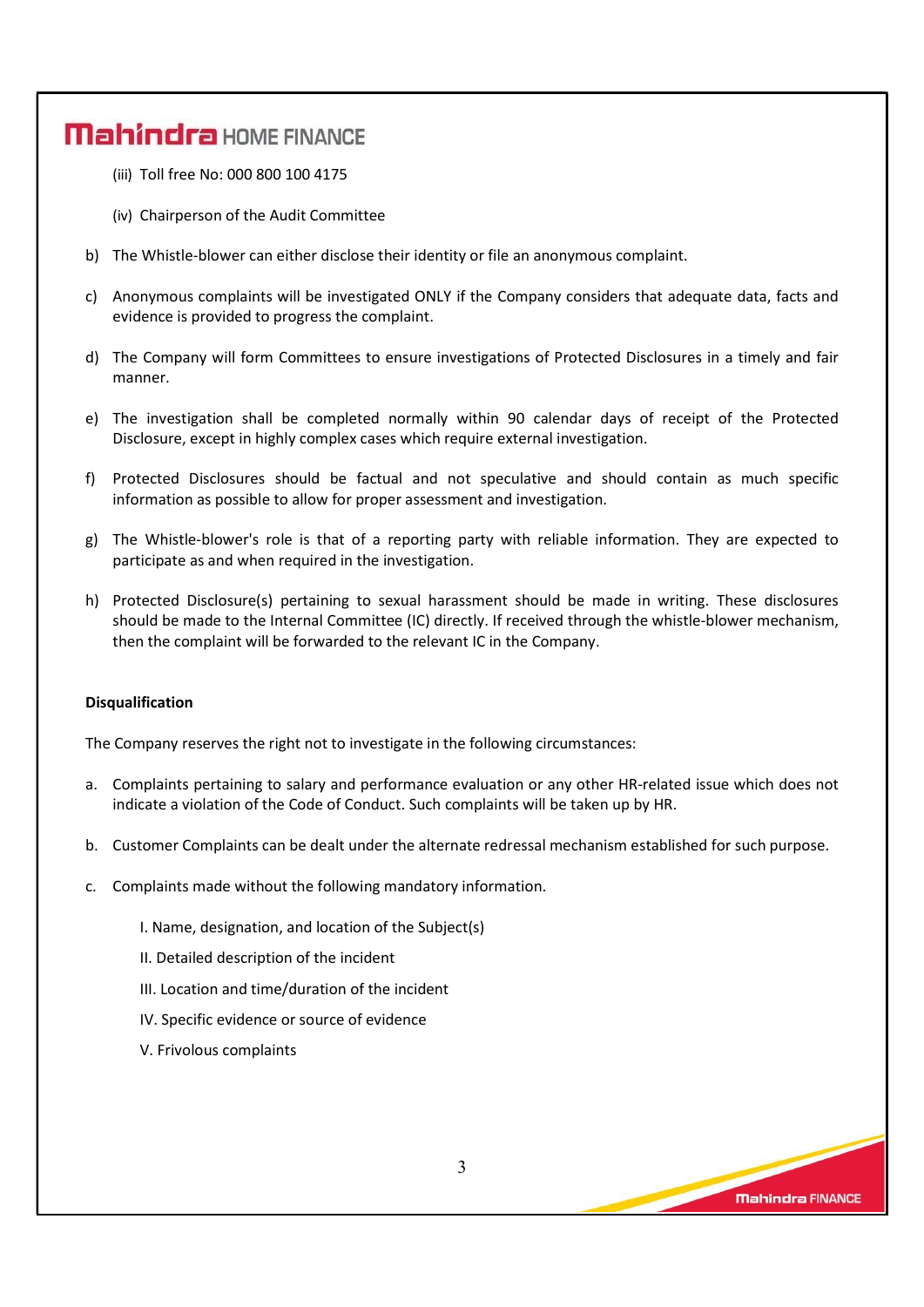(iii) Toll free No: 000 800 100 4175

(iv) Chairperson of the Audit Committee

b) The Whistle-blower can either disclose their identity or file an anonymous complaint.

c) Anonymous complaints will be investigated ONLY if the Company considers that adequate data, facts and evidence is provided to progress the complaint.

d) The Company will form Committees to ensure investigations of Protected Disclosures in a timely and fair manner.

e) The investigation shall be completed normally within 90 calendar days of receipt of the Protected Disclosure, except in highly complex cases which require external investigation.

f) Protected Disclosures should be factual and not speculative and should contain as much specific information as possible to allow for proper assessment and investigation.

g) The Whistle-blower's role is that of a reporting party with reliable information. They are expected to participate as and when required in the investigation.

h) Protected Disclosure(s) pertaining to sexual harassment should be made in writing. These disclosures should be made to the Internal Committee (IC) directly. If received through the whistle-blower mechanism, then the complaint will be forwarded to the relevant IC in the Company.

**Disqualification**

The Company reserves the right not to investigate in the following circumstances:

a. Complaints pertaining to salary and performance evaluation or any other HR-related issue which does not indicate a violation of the Code of Conduct. Such complaints will be taken up by HR.

b. Customer Complaints can be dealt under the alternate redressal mechanism established for such purpose.

c. Complaints made without the following mandatory information.

   I. Name, designation, and location of the Subject(s)

   II. Detailed description of the incident

   III. Location and time/duration of the incident

   IV. Specific evidence or source of evidence

   V. Frivolous complaints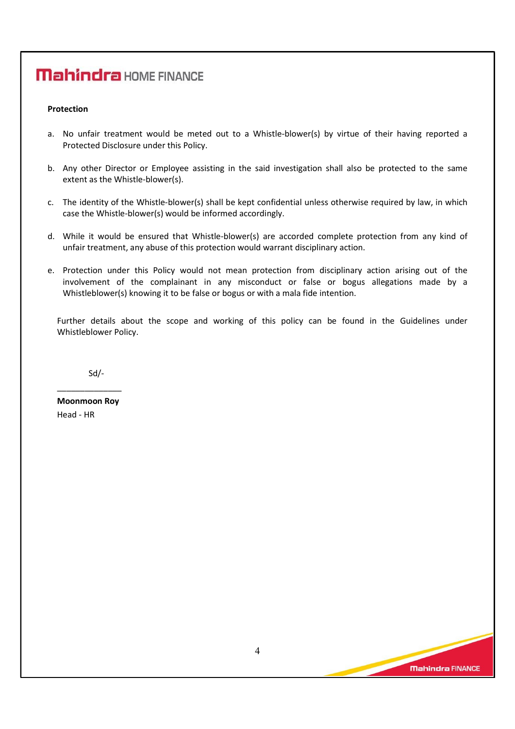**Protection**

a. No unfair treatment would be meted out to a Whistle-blower(s) by virtue of their having reported a Protected Disclosure under this Policy.

b. Any other Director or Employee assisting in the said investigation shall also be protected to the same extent as the Whistle-blower(s).

c. The identity of the Whistle-blower(s) shall be kept confidential unless otherwise required by law, in which case the Whistle-blower(s) would be informed accordingly.

d. While it would be ensured that Whistle-blower(s) are accorded complete protection from any kind of unfair treatment, any abuse of this protection would warrant disciplinary action.

e. Protection under this Policy would not mean protection from disciplinary action arising out of the involvement of the complainant in any misconduct or false or bogus allegations made by a Whistleblower(s) knowing it to be false or bogus or with a mala fide intention.

Further details about the scope and working of this policy can be found in the Guidelines under Whistleblower Policy.

Sd/-

______________

**Moonmoon Roy**

Head - HR